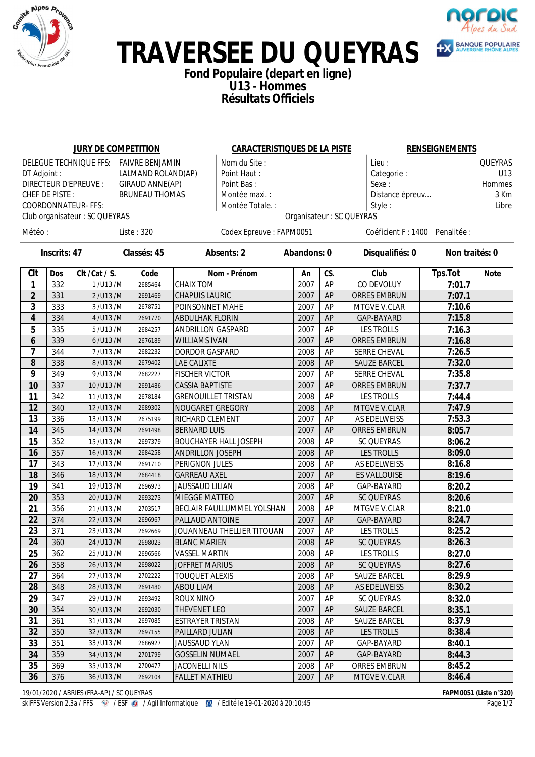# TRAVERSEE DU QUEYRAS

## Fond Populaire (depart en ligne)
## U13 - Hommes
## Résultats Officiels

**JURY DE COMPETITION**

DELEGUE TECHNIQUE FFS: FAIVRE BENJAMIN
DT Adjoint : LALMAND ROLAND(AP)
DIRECTEUR D'EPREUVE : GIRAUD ANNE(AP)
CHEF DE PISTE : BRUNEAU THOMAS
COORDONNATEUR- FFS:
Club organisateur : SC QUEYRAS

**CARACTERISTIQUES DE LA PISTE**

Nom du Site :
Point Haut :
Point Bas :
Montée maxi. :
Montée Totale. :
Organisateur : SC QUEYRAS

**RENSEIGNEMENTS**

Lieu : QUEYRAS
Categorie : U13
Sexe : Hommes
Distance épreuv... 3 Km
Style : Libre

Météo : Liste : 320 Codex Epreuve : FAPM0051 Coéficient F : 1400 Penalitée :

**Inscrits: 47 Classés: 45 Absents: 2 Abandons: 0 Disqualifiés: 0 Non traités: 0**

| Clt | Dos | Clt / Cat / S. | Code | Nom - Prénom | An | CS. | Club | Tps.Tot | Note |
|---|---|---|---|---|---|---|---|---|---|
| 1 | 332 | 1 /U13 /M | 2685464 | CHAIX TOM | 2007 | AP | CO DEVOLUY | 7:01.7 | |
| 2 | 331 | 2 /U13 /M | 2691469 | CHAPUIS LAURIC | 2007 | AP | ORRES EMBRUN | 7:07.1 | |
| 3 | 333 | 3 /U13 /M | 2678751 | POINSONNET MAHE | 2007 | AP | MTGVE V.CLAR | 7:10.6 | |
| 4 | 334 | 4 /U13 /M | 2691770 | ABDULHAK FLORIN | 2007 | AP | GAP-BAYARD | 7:15.8 | |
| 5 | 335 | 5 /U13 /M | 2684257 | ANDRILLON GASPARD | 2007 | AP | LES TROLLS | 7:16.3 | |
| 6 | 339 | 6 /U13 /M | 2676189 | WILLIAMS IVAN | 2007 | AP | ORRES EMBRUN | 7:16.8 | |
| 7 | 344 | 7 /U13 /M | 2682232 | DORDOR GASPARD | 2008 | AP | SERRE CHEVAL | 7:26.5 | |
| 8 | 338 | 8 /U13 /M | 2679402 | LAE CALIXTE | 2008 | AP | SAUZE BARCEL | 7:32.0 | |
| 9 | 349 | 9 /U13 /M | 2682227 | FISCHER VICTOR | 2007 | AP | SERRE CHEVAL | 7:35.8 | |
| 10 | 337 | 10 /U13 /M | 2691486 | CASSIA BAPTISTE | 2007 | AP | ORRES EMBRUN | 7:37.7 | |
| 11 | 342 | 11 /U13 /M | 2678184 | GRENOUILLET TRISTAN | 2008 | AP | LES TROLLS | 7:44.4 | |
| 12 | 340 | 12 /U13 /M | 2689302 | NOUGARET GREGORY | 2008 | AP | MTGVE V.CLAR | 7:47.9 | |
| 13 | 336 | 13 /U13 /M | 2675199 | RICHARD CLEMENT | 2007 | AP | AS EDELWEISS | 7:53.3 | |
| 14 | 345 | 14 /U13 /M | 2691498 | BERNARD LUIS | 2007 | AP | ORRES EMBRUN | 8:05.7 | |
| 15 | 352 | 15 /U13 /M | 2697379 | BOUCHAYER HALL JOSEPH | 2008 | AP | SC QUEYRAS | 8:06.2 | |
| 16 | 357 | 16 /U13 /M | 2684258 | ANDRILLON JOSEPH | 2008 | AP | LES TROLLS | 8:09.0 | |
| 17 | 343 | 17 /U13 /M | 2691710 | PERIGNON JULES | 2008 | AP | AS EDELWEISS | 8:16.8 | |
| 18 | 346 | 18 /U13 /M | 2684418 | GARREAU AXEL | 2007 | AP | ES VALLOUISE | 8:19.6 | |
| 19 | 341 | 19 /U13 /M | 2696973 | JAUSSAUD LILIAN | 2008 | AP | GAP-BAYARD | 8:20.2 | |
| 20 | 353 | 20 /U13 /M | 2693273 | MIEGGE MATTEO | 2007 | AP | SC QUEYRAS | 8:20.6 | |
| 21 | 356 | 21 /U13 /M | 2703517 | BECLAIR FAULLUMMEL YOLSHAN | 2008 | AP | MTGVE V.CLAR | 8:21.0 | |
| 22 | 374 | 22 /U13 /M | 2696967 | PALLAUD ANTOINE | 2007 | AP | GAP-BAYARD | 8:24.7 | |
| 23 | 371 | 23 /U13 /M | 2692669 | JOUANNEAU THELLIER TITOUAN | 2007 | AP | LES TROLLS | 8:25.2 | |
| 24 | 360 | 24 /U13 /M | 2698023 | BLANC MARIEN | 2008 | AP | SC QUEYRAS | 8:26.3 | |
| 25 | 362 | 25 /U13 /M | 2696566 | VASSEL MARTIN | 2008 | AP | LES TROLLS | 8:27.0 | |
| 26 | 358 | 26 /U13 /M | 2698022 | JOFFRET MARIUS | 2008 | AP | SC QUEYRAS | 8:27.6 | |
| 27 | 364 | 27 /U13 /M | 2702222 | TOUQUET ALEXIS | 2008 | AP | SAUZE BARCEL | 8:29.9 | |
| 28 | 348 | 28 /U13 /M | 2691480 | ABOU LIAM | 2008 | AP | AS EDELWEISS | 8:30.2 | |
| 29 | 347 | 29 /U13 /M | 2693492 | ROUX NINO | 2007 | AP | SC QUEYRAS | 8:32.0 | |
| 30 | 354 | 30 /U13 /M | 2692030 | THEVENET LEO | 2007 | AP | SAUZE BARCEL | 8:35.1 | |
| 31 | 361 | 31 /U13 /M | 2697085 | ESTRAYER TRISTAN | 2008 | AP | SAUZE BARCEL | 8:37.9 | |
| 32 | 350 | 32 /U13 /M | 2697155 | PAILLARD JULIAN | 2008 | AP | LES TROLLS | 8:38.4 | |
| 33 | 351 | 33 /U13 /M | 2686927 | JAUSSAUD YLAN | 2007 | AP | GAP-BAYARD | 8:40.1 | |
| 34 | 359 | 34 /U13 /M | 2701799 | GOSSELIN NUMAEL | 2007 | AP | GAP-BAYARD | 8:44.3 | |
| 35 | 369 | 35 /U13 /M | 2700477 | JACONELLI NILS | 2008 | AP | ORRES EMBRUN | 8:45.2 | |
| 36 | 376 | 36 /U13 /M | 2692104 | FALLET MATHIEU | 2007 | AP | MTGVE V.CLAR | 8:46.4 | |

19/01/2020 / ABRIES (FRA-AP) / SC QUEYRAS — FAPM0051 (Liste n°320)
skiFFS Version 2.3a / FFS / ESF / Agil Informatique / Edité le 19-01-2020 à 20:10:45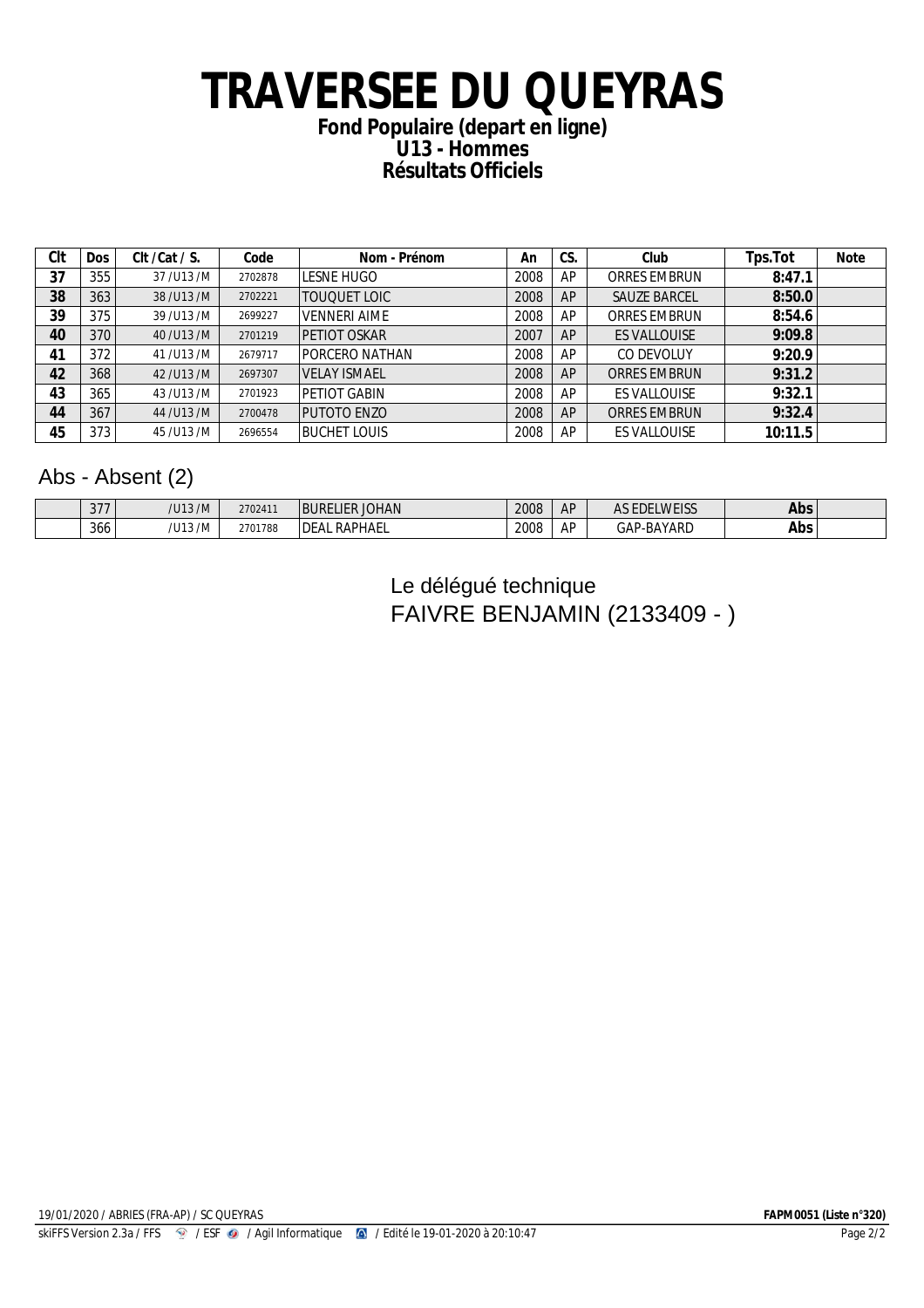# TRAVERSEE DU QUEYRAS

**Fond Populaire (depart en ligne)**
**U13 - Hommes**
**Résultats Officiels**

| Clt | Dos | Clt / Cat / S. | Code | Nom - Prénom | An | CS. | Club | Tps.Tot | Note |
|---|---|---|---|---|---|---|---|---|---|
| 37 | 355 | 37 /U13 /M | 2702878 | LESNE HUGO | 2008 | AP | ORRES EMBRUN | 8:47.1 | |
| 38 | 363 | 38 /U13 /M | 2702221 | TOUQUET LOIC | 2008 | AP | SAUZE BARCEL | 8:50.0 | |
| 39 | 375 | 39 /U13 /M | 2699227 | VENNERI AIME | 2008 | AP | ORRES EMBRUN | 8:54.6 | |
| 40 | 370 | 40 /U13 /M | 2701219 | PETIOT OSKAR | 2007 | AP | ES VALLOUISE | 9:09.8 | |
| 41 | 372 | 41 /U13 /M | 2679717 | PORCERO NATHAN | 2008 | AP | CO DEVOLUY | 9:20.9 | |
| 42 | 368 | 42 /U13 /M | 2697307 | VELAY ISMAEL | 2008 | AP | ORRES EMBRUN | 9:31.2 | |
| 43 | 365 | 43 /U13 /M | 2701923 | PETIOT GABIN | 2008 | AP | ES VALLOUISE | 9:32.1 | |
| 44 | 367 | 44 /U13 /M | 2700478 | PUTOTO ENZO | 2008 | AP | ORRES EMBRUN | 9:32.4 | |
| 45 | 373 | 45 /U13 /M | 2696554 | BUCHET LOUIS | 2008 | AP | ES VALLOUISE | 10:11.5 | |

## Abs - Absent (2)

| | | | | | | | | | |
|---|---|---|---|---|---|---|---|---|---|
| | 377 | /U13 /M | 2702411 | BURELIER JOHAN | 2008 | AP | AS EDELWEISS | Abs | |
| | 366 | /U13 /M | 2701788 | DEAL RAPHAEL | 2008 | AP | GAP-BAYARD | Abs | |

Le délégué technique
FAIVRE BENJAMIN (2133409 - )

19/01/2020 / ABRIES (FRA-AP) / SC QUEYRAS — FAPM0051 (Liste n°320)

skiFFS Version 2.3a / FFS / ESF / Agil Informatique / Edité le 19-01-2020 à 20:10:47